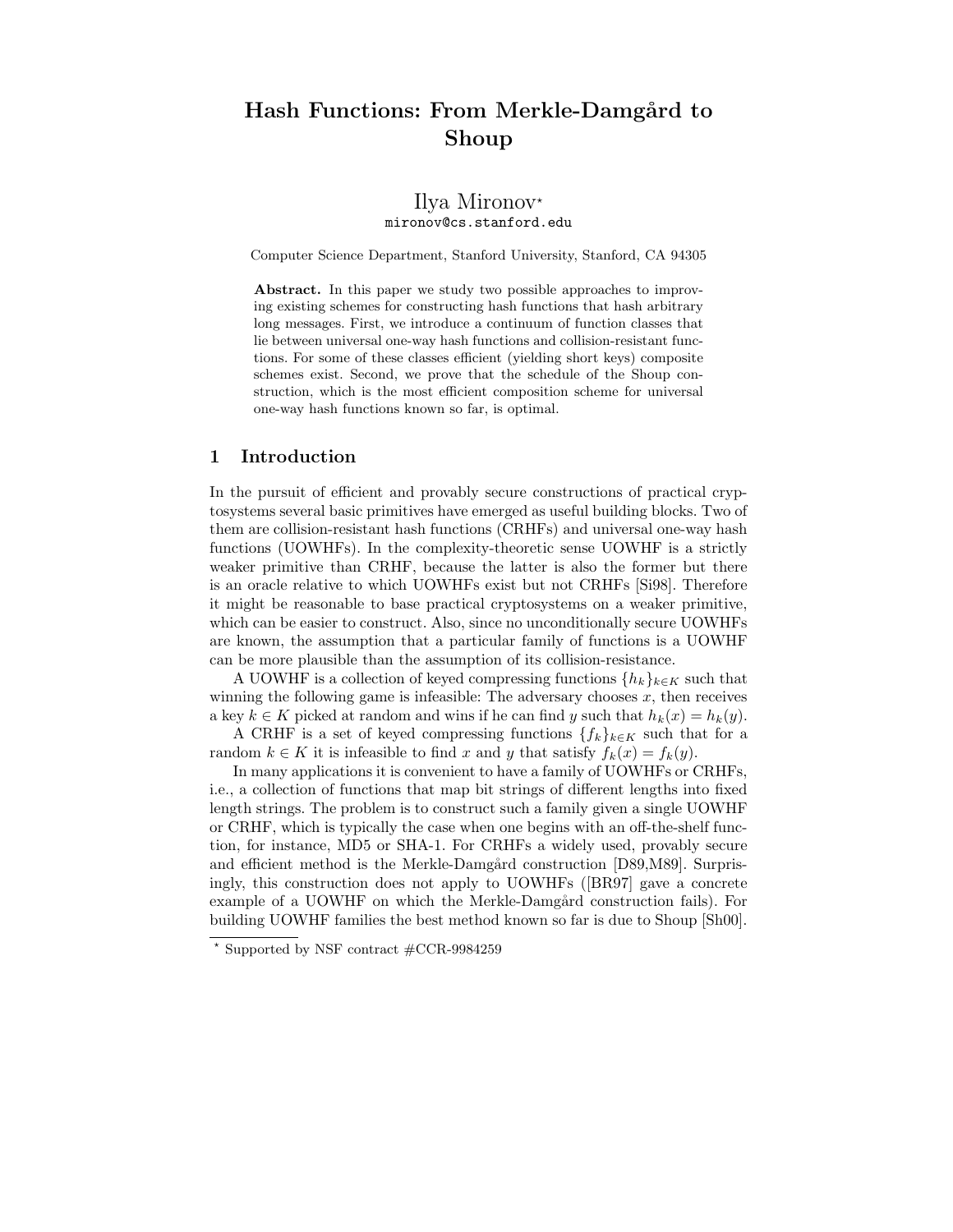# Hash Functions: From Merkle-Damgård to Shoup

Ilya Mironov[⋆]

mironov@cs.stanford.edu

Computer Science Department, Stanford University, Stanford, CA 94305

**Abstract.** In this paper we study two possible approaches to improving existing schemes for constructing hash functions that hash arbitrary long messages. First, we introduce a continuum of function classes that lie between universal one-way hash functions and collision-resistant functions. For some of these classes efficient (yielding short keys) composite schemes exist. Second, we prove that the schedule of the Shoup construction, which is the most efficient composition scheme for universal one-way hash functions known so far, is optimal.

## 1 Introduction

In the pursuit of efficient and provably secure constructions of practical cryptosystems several basic primitives have emerged as useful building blocks. Two of them are collision-resistant hash functions (CRHFs) and universal one-way hash functions (UOWHFs). In the complexity-theoretic sense UOWHF is a strictly weaker primitive than CRHF, because the latter is also the former but there is an oracle relative to which UOWHFs exist but not CRHFs [Si98]. Therefore it might be reasonable to base practical cryptosystems on a weaker primitive, which can be easier to construct. Also, since no unconditionally secure UOWHFs are known, the assumption that a particular family of functions is a UOWHF can be more plausible than the assumption of its collision-resistance.

A UOWHF is a collection of keyed compressing functions $\{h_k\}_{k\in K}$ such that winning the following game is infeasible: The adversary chooses $x$, then receives a key $k \in K$ picked at random and wins if he can find $y$ such that $h_k(x) = h_k(y)$.

A CRHF is a set of keyed compressing functions $\{f_k\}_{k\in K}$ such that for a random $k \in K$ it is infeasible to find $x$ and $y$ that satisfy $f_k(x) = f_k(y)$.

In many applications it is convenient to have a family of UOWHFs or CRHFs, i.e., a collection of functions that map bit strings of different lengths into fixed length strings. The problem is to construct such a family given a single UOWHF or CRHF, which is typically the case when one begins with an off-the-shelf function, for instance, MD5 or SHA-1. For CRHFs a widely used, provably secure and efficient method is the Merkle-Damgård construction [D89,M89]. Surprisingly, this construction does not apply to UOWHFs ([BR97] gave a concrete example of a UOWHF on which the Merkle-Damgård construction fails). For building UOWHF families the best method known so far is due to Shoup [Sh00].

[⋆] Supported by NSF contract #CCR-9984259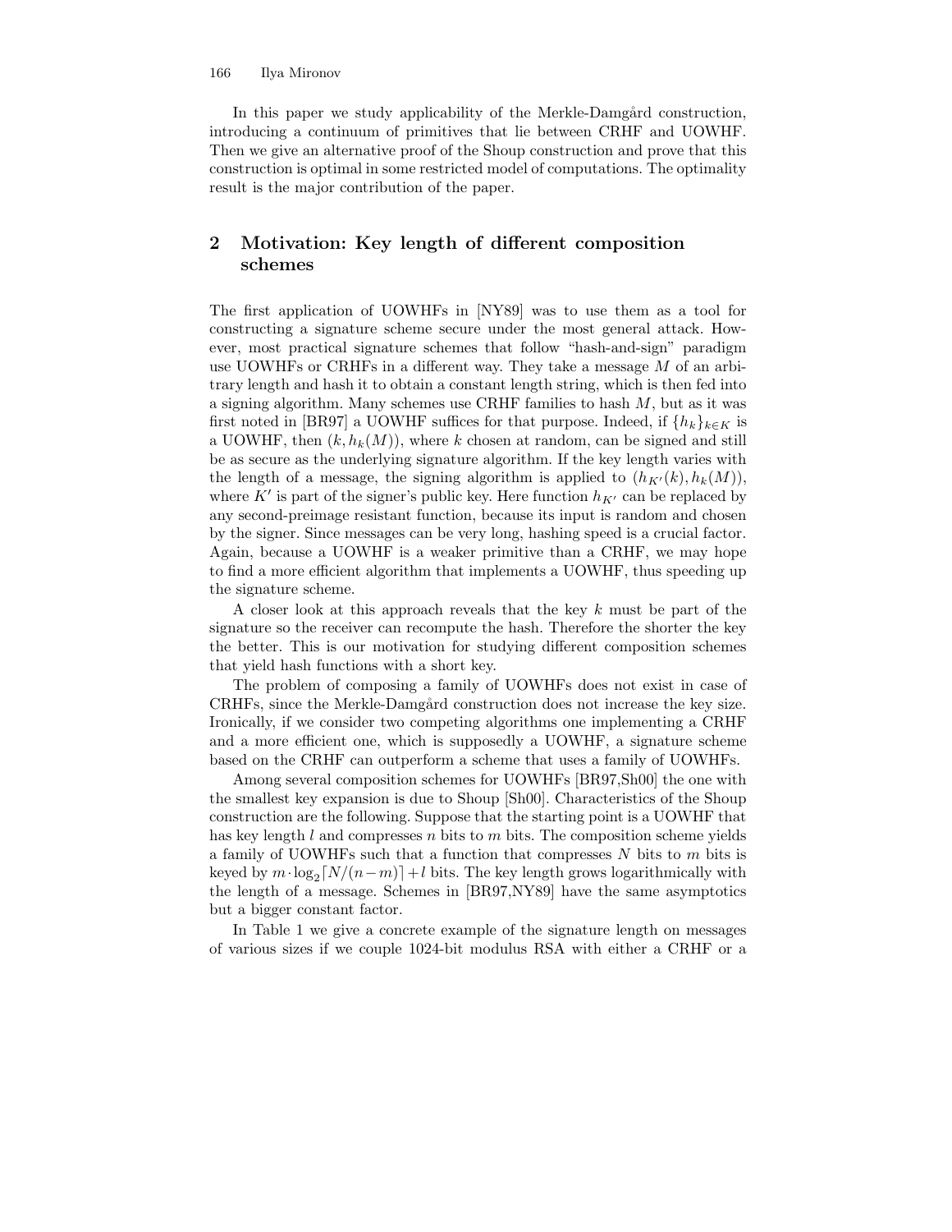In this paper we study applicability of the Merkle-Damgård construction, introducing a continuum of primitives that lie between CRHF and UOWHF. Then we give an alternative proof of the Shoup construction and prove that this construction is optimal in some restricted model of computations. The optimality result is the major contribution of the paper.

## 2 Motivation: Key length of different composition schemes

The first application of UOWHFs in [NY89] was to use them as a tool for constructing a signature scheme secure under the most general attack. However, most practical signature schemes that follow "hash-and-sign" paradigm use UOWHFs or CRHFs in a different way. They take a message $M$ of an arbitrary length and hash it to obtain a constant length string, which is then fed into a signing algorithm. Many schemes use CRHF families to hash $M$, but as it was first noted in [BR97] a UOWHF suffices for that purpose. Indeed, if $\{h_k\}_{k \in K}$ is a UOWHF, then $(k, h_k(M))$, where $k$ chosen at random, can be signed and still be as secure as the underlying signature algorithm. If the key length varies with the length of a message, the signing algorithm is applied to $(h_{K'}(k), h_k(M))$, where $K'$ is part of the signer's public key. Here function $h_{K'}$ can be replaced by any second-preimage resistant function, because its input is random and chosen by the signer. Since messages can be very long, hashing speed is a crucial factor. Again, because a UOWHF is a weaker primitive than a CRHF, we may hope to find a more efficient algorithm that implements a UOWHF, thus speeding up the signature scheme.

A closer look at this approach reveals that the key $k$ must be part of the signature so the receiver can recompute the hash. Therefore the shorter the key the better. This is our motivation for studying different composition schemes that yield hash functions with a short key.

The problem of composing a family of UOWHFs does not exist in case of CRHFs, since the Merkle-Damgård construction does not increase the key size. Ironically, if we consider two competing algorithms one implementing a CRHF and a more efficient one, which is supposedly a UOWHF, a signature scheme based on the CRHF can outperform a scheme that uses a family of UOWHFs.

Among several composition schemes for UOWHFs [BR97,Sh00] the one with the smallest key expansion is due to Shoup [Sh00]. Characteristics of the Shoup construction are the following. Suppose that the starting point is a UOWHF that has key length $l$ and compresses $n$ bits to $m$ bits. The composition scheme yields a family of UOWHFs such that a function that compresses $N$ bits to $m$ bits is keyed by $m \cdot \log_2 \lceil N/(n-m) \rceil + l$ bits. The key length grows logarithmically with the length of a message. Schemes in [BR97,NY89] have the same asymptotics but a bigger constant factor.

In Table 1 we give a concrete example of the signature length on messages of various sizes if we couple 1024-bit modulus RSA with either a CRHF or a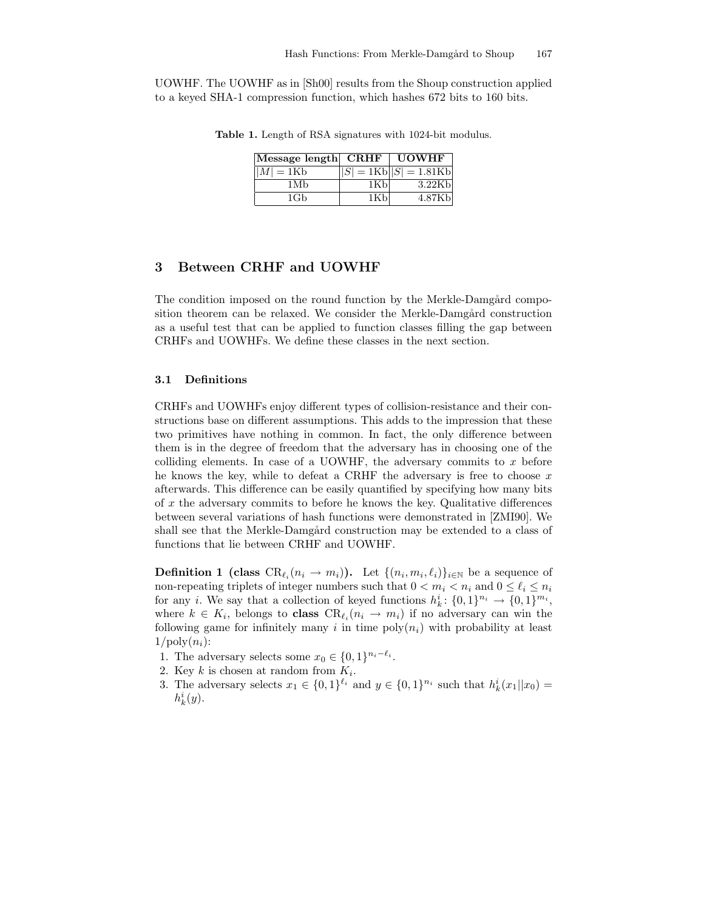UOWHF. The UOWHF as in [Sh00] results from the Shoup construction applied to a keyed SHA-1 compression function, which hashes 672 bits to 160 bits.

**Table 1.** Length of RSA signatures with 1024-bit modulus.

| Message length | CRHF | UOWHF |
|---|---|---|
| $\lvert M\rvert = 1$Kb | $\lvert S\rvert = 1$Kb | $\lvert S\rvert = 1.81$Kb |
| 1Mb | 1Kb | 3.22Kb |
| 1Gb | 1Kb | 4.87Kb |

## 3 Between CRHF and UOWHF

The condition imposed on the round function by the Merkle-Damgård composition theorem can be relaxed. We consider the Merkle-Damgård construction as a useful test that can be applied to function classes filling the gap between CRHFs and UOWHFs. We define these classes in the next section.

### 3.1 Definitions

CRHFs and UOWHFs enjoy different types of collision-resistance and their constructions base on different assumptions. This adds to the impression that these two primitives have nothing in common. In fact, the only difference between them is in the degree of freedom that the adversary has in choosing one of the colliding elements. In case of a UOWHF, the adversary commits to $x$ before he knows the key, while to defeat a CRHF the adversary is free to choose $x$ afterwards. This difference can be easily quantified by specifying how many bits of $x$ the adversary commits to before he knows the key. Qualitative differences between several variations of hash functions were demonstrated in [ZMI90]. We shall see that the Merkle-Damgård construction may be extended to a class of functions that lie between CRHF and UOWHF.

**Definition 1 (class $\mathrm{CR}_{\ell_i}(n_i \to m_i)$).** Let $\{(n_i, m_i, \ell_i)\}_{i\in\mathbb{N}}$ be a sequence of non-repeating triplets of integer numbers such that $0 < m_i < n_i$ and $0 \le \ell_i \le n_i$ for any $i$. We say that a collection of keyed functions $h_k^i \colon \{0,1\}^{n_i} \to \{0,1\}^{m_i}$, where $k \in K_i$, belongs to **class** $\mathrm{CR}_{\ell_i}(n_i \to m_i)$ if no adversary can win the following game for infinitely many $i$ in time $\mathrm{poly}(n_i)$ with probability at least $1/\mathrm{poly}(n_i)$:

1. The adversary selects some $x_0 \in \{0,1\}^{n_i-\ell_i}$.
2. Key $k$ is chosen at random from $K_i$.
3. The adversary selects $x_1 \in \{0,1\}^{\ell_i}$ and $y \in \{0,1\}^{n_i}$ such that $h_k^i(x_1||x_0) = h_k^i(y)$.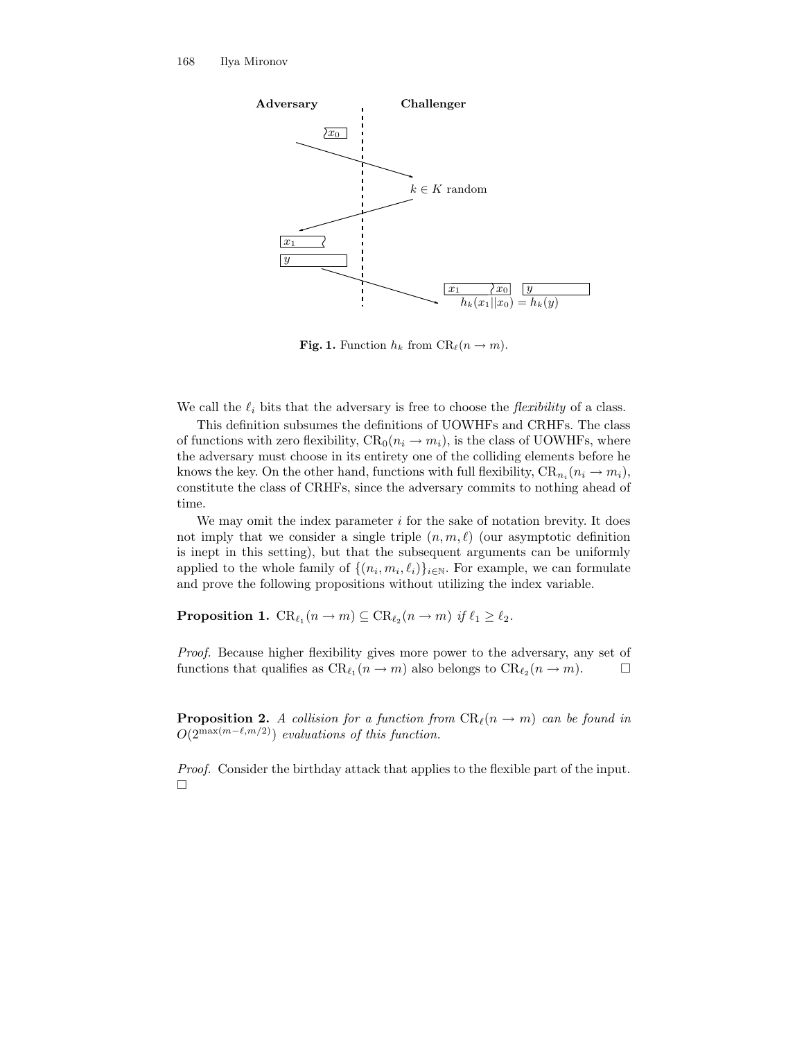**Fig. 1.** Function $h_k$ from $\mathrm{CR}_\ell(n \to m)$.

We call the $\ell_i$ bits that the adversary is free to choose the *flexibility* of a class.

This definition subsumes the definitions of UOWHFs and CRHFs. The class of functions with zero flexibility, $\mathrm{CR}_0(n_i \to m_i)$, is the class of UOWHFs, where the adversary must choose in its entirety one of the colliding elements before he knows the key. On the other hand, functions with full flexibility, $\mathrm{CR}_{n_i}(n_i \to m_i)$, constitute the class of CRHFs, since the adversary commits to nothing ahead of time.

We may omit the index parameter $i$ for the sake of notation brevity. It does not imply that we consider a single triple $(n, m, \ell)$ (our asymptotic definition is inept in this setting), but that the subsequent arguments can be uniformly applied to the whole family of $\{(n_i, m_i, \ell_i)\}_{i \in \mathbb{N}}$. For example, we can formulate and prove the following propositions without utilizing the index variable.

**Proposition 1.** $\mathrm{CR}_{\ell_1}(n \to m) \subseteq \mathrm{CR}_{\ell_2}(n \to m)$ *if* $\ell_1 \geq \ell_2$.

*Proof.* Because higher flexibility gives more power to the adversary, any set of functions that qualifies as $\mathrm{CR}_{\ell_1}(n \to m)$ also belongs to $\mathrm{CR}_{\ell_2}(n \to m)$. □

**Proposition 2.** *A collision for a function from* $\mathrm{CR}_\ell(n \to m)$ *can be found in* $O(2^{\max(m-\ell, m/2)})$ *evaluations of this function.*

*Proof.* Consider the birthday attack that applies to the flexible part of the input. □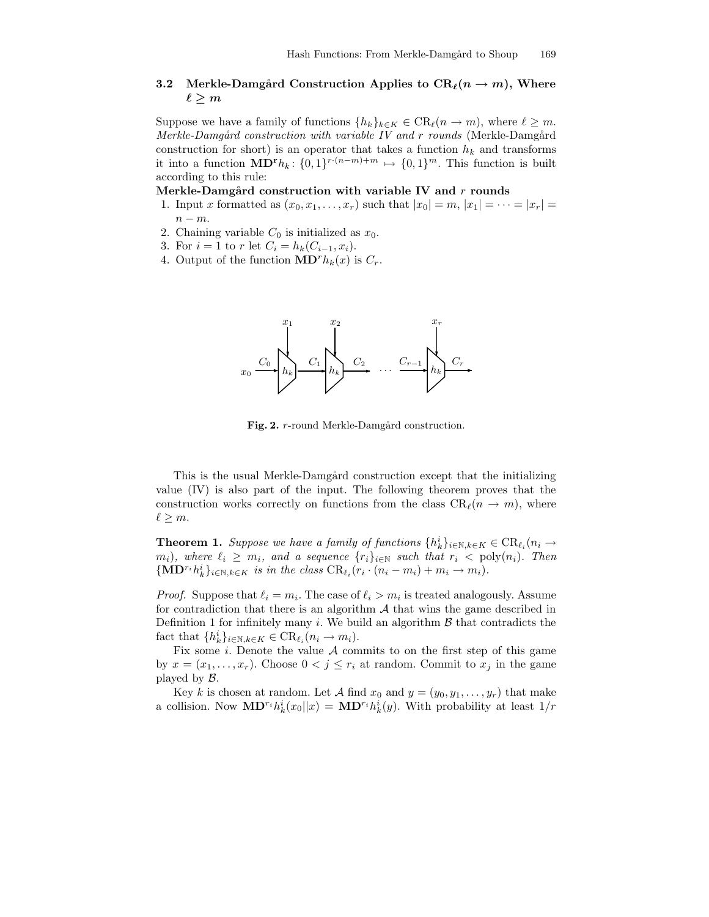### 3.2 Merkle-Damgård Construction Applies to $\mathbf{CR}_\ell(n \to m)$, Where $\ell \geq m$

Suppose we have a family of functions $\{h_k\}_{k\in K} \in \mathrm{CR}_\ell(n \to m)$, where $\ell \geq m$. *Merkle-Damgård construction with variable IV and r rounds* (Merkle-Damgård construction for short) is an operator that takes a function $h_k$ and transforms it into a function $\mathbf{MD^r}h_k\colon \{0,1\}^{r\cdot(n-m)+m} \mapsto \{0,1\}^m$. This function is built according to this rule:

**Merkle-Damgård construction with variable IV and $r$ rounds**

1. Input $x$ formatted as $(x_0, x_1, \ldots, x_r)$ such that $|x_0| = m$, $|x_1| = \cdots = |x_r| = n - m$.
2. Chaining variable $C_0$ is initialized as $x_0$.
3. For $i = 1$ to $r$ let $C_i = h_k(C_{i-1}, x_i)$.
4. Output of the function $\mathbf{MD}^r h_k(x)$ is $C_r$.

**Fig. 2.** $r$-round Merkle-Damgård construction.

This is the usual Merkle-Damgård construction except that the initializing value (IV) is also part of the input. The following theorem proves that the construction works correctly on functions from the class $\mathrm{CR}_\ell(n \to m)$, where $\ell \geq m$.

**Theorem 1.** *Suppose we have a family of functions $\{h^i_k\}_{i\in\mathbb{N},k\in K} \in \mathrm{CR}_{\ell_i}(n_i \to m_i)$, where $\ell_i \geq m_i$, and a sequence $\{r_i\}_{i\in\mathbb{N}}$ such that $r_i < \mathrm{poly}(n_i)$. Then $\{\mathbf{MD}^{r_i}h^i_k\}_{i\in\mathbb{N},k\in K}$ is in the class $\mathrm{CR}_{\ell_i}(r_i \cdot (n_i - m_i) + m_i \to m_i)$.*

*Proof.* Suppose that $\ell_i = m_i$. The case of $\ell_i > m_i$ is treated analogously. Assume for contradiction that there is an algorithm $\mathcal{A}$ that wins the game described in Definition 1 for infinitely many $i$. We build an algorithm $\mathcal{B}$ that contradicts the fact that $\{h^i_k\}_{i\in\mathbb{N},k\in K} \in \mathrm{CR}_{\ell_i}(n_i \to m_i)$.

Fix some $i$. Denote the value $\mathcal{A}$ commits to on the first step of this game by $x = (x_1, \ldots, x_r)$. Choose $0 < j \leq r_i$ at random. Commit to $x_j$ in the game played by $\mathcal{B}$.

Key $k$ is chosen at random. Let $\mathcal{A}$ find $x_0$ and $y = (y_0, y_1, \ldots, y_r)$ that make a collision. Now $\mathbf{MD}^{r_i}h^i_k(x_0||x) = \mathbf{MD}^{r_i}h^i_k(y)$. With probability at least $1/r$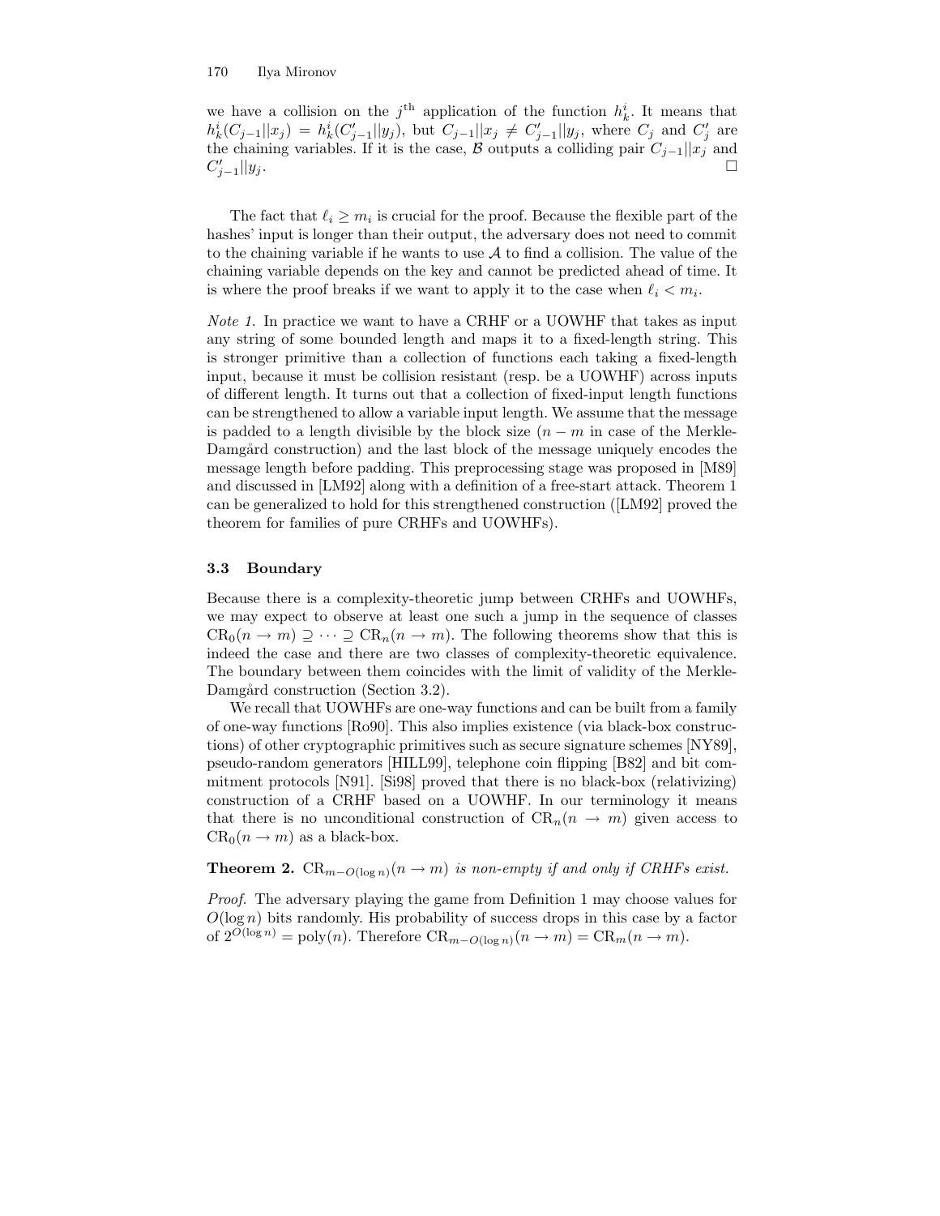we have a collision on the $j^{\text{th}}$ application of the function $h_k^i$. It means that $h_k^i(C_{j-1}||x_j) = h_k^i(C'_{j-1}||y_j)$, but $C_{j-1}||x_j \neq C'_{j-1}||y_j$, where $C_j$ and $C'_j$ are the chaining variables. If it is the case, $\mathcal{B}$ outputs a colliding pair $C_{j-1}||x_j$ and $C'_{j-1}||y_j$. □

The fact that $\ell_i \geq m_i$ is crucial for the proof. Because the flexible part of the hashes' input is longer than their output, the adversary does not need to commit to the chaining variable if he wants to use $\mathcal{A}$ to find a collision. The value of the chaining variable depends on the key and cannot be predicted ahead of time. It is where the proof breaks if we want to apply it to the case when $\ell_i < m_i$.

*Note 1.* In practice we want to have a CRHF or a UOWHF that takes as input any string of some bounded length and maps it to a fixed-length string. This is stronger primitive than a collection of functions each taking a fixed-length input, because it must be collision resistant (resp. be a UOWHF) across inputs of different length. It turns out that a collection of fixed-input length functions can be strengthened to allow a variable input length. We assume that the message is padded to a length divisible by the block size ($n - m$ in case of the Merkle-Damgård construction) and the last block of the message uniquely encodes the message length before padding. This preprocessing stage was proposed in [M89] and discussed in [LM92] along with a definition of a free-start attack. Theorem 1 can be generalized to hold for this strengthened construction ([LM92] proved the theorem for families of pure CRHFs and UOWHFs).

### 3.3 Boundary

Because there is a complexity-theoretic jump between CRHFs and UOWHFs, we may expect to observe at least one such a jump in the sequence of classes $\mathrm{CR}_0(n \to m) \supseteq \cdots \supseteq \mathrm{CR}_n(n \to m)$. The following theorems show that this is indeed the case and there are two classes of complexity-theoretic equivalence. The boundary between them coincides with the limit of validity of the Merkle-Damgård construction (Section 3.2).

We recall that UOWHFs are one-way functions and can be built from a family of one-way functions [Ro90]. This also implies existence (via black-box constructions) of other cryptographic primitives such as secure signature schemes [NY89], pseudo-random generators [HILL99], telephone coin flipping [B82] and bit commitment protocols [N91]. [Si98] proved that there is no black-box (relativizing) construction of a CRHF based on a UOWHF. In our terminology it means that there is no unconditional construction of $\mathrm{CR}_n(n \to m)$ given access to $\mathrm{CR}_0(n \to m)$ as a black-box.

**Theorem 2.** *$\mathrm{CR}_{m-O(\log n)}(n \to m)$ is non-empty if and only if CRHFs exist.*

*Proof.* The adversary playing the game from Definition 1 may choose values for $O(\log n)$ bits randomly. His probability of success drops in this case by a factor of $2^{O(\log n)} = \mathrm{poly}(n)$. Therefore $\mathrm{CR}_{m-O(\log n)}(n \to m) = \mathrm{CR}_m(n \to m)$.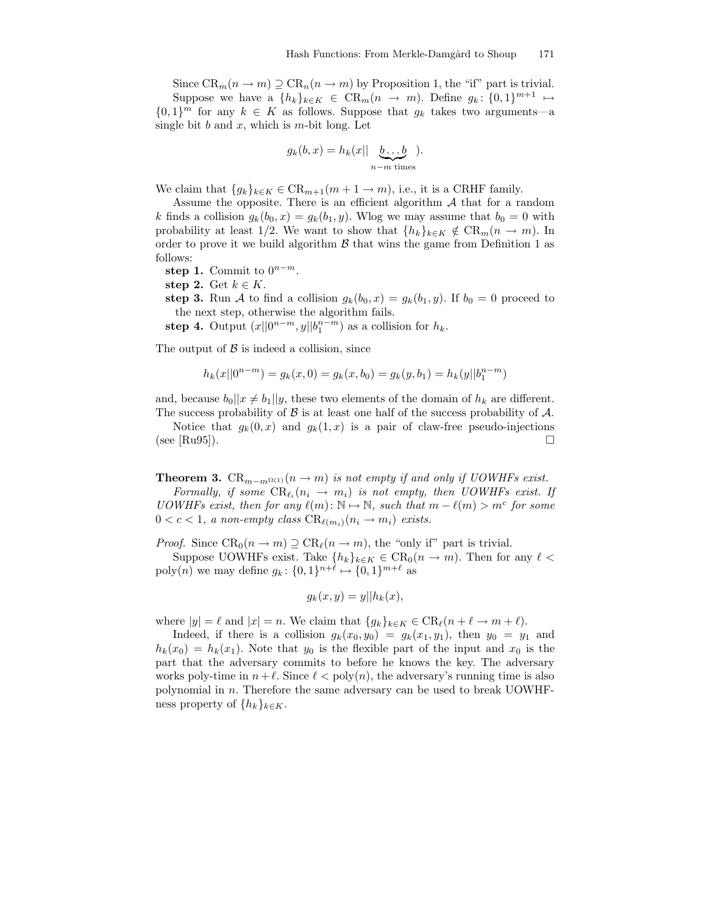Since $\mathrm{CR}_m(n \to m) \supseteq \mathrm{CR}_n(n \to m)$ by Proposition 1, the "if" part is trivial.

Suppose we have a $\{h_k\}_{k \in K} \in \mathrm{CR}_m(n \to m)$. Define $g_k \colon \{0,1\}^{m+1} \mapsto \{0,1\}^m$ for any $k \in K$ as follows. Suppose that $g_k$ takes two arguments—a single bit $b$ and $x$, which is $m$-bit long. Let

$$g_k(b, x) = h_k(x || \underbrace{b \ldots b}_{n-m \text{ times}}).$$

We claim that $\{g_k\}_{k \in K} \in \mathrm{CR}_{m+1}(m+1 \to m)$, i.e., it is a CRHF family.

Assume the opposite. There is an efficient algorithm $\mathcal{A}$ that for a random $k$ finds a collision $g_k(b_0, x) = g_k(b_1, y)$. Wlog we may assume that $b_0 = 0$ with probability at least 1/2. We want to show that $\{h_k\}_{k \in K} \notin \mathrm{CR}_m(n \to m)$. In order to prove it we build algorithm $\mathcal{B}$ that wins the game from Definition 1 as follows:

**step 1.** Commit to $0^{n-m}$.

**step 2.** Get $k \in K$.

**step 3.** Run $\mathcal{A}$ to find a collision $g_k(b_0, x) = g_k(b_1, y)$. If $b_0 = 0$ proceed to the next step, otherwise the algorithm fails.

**step 4.** Output $(x || 0^{n-m}, y || b_1^{n-m})$ as a collision for $h_k$.

The output of $\mathcal{B}$ is indeed a collision, since

$$h_k(x || 0^{n-m}) = g_k(x, 0) = g_k(x, b_0) = g_k(y, b_1) = h_k(y || b_1^{n-m})$$

and, because $b_0 || x \neq b_1 || y$, these two elements of the domain of $h_k$ are different. The success probability of $\mathcal{B}$ is at least one half of the success probability of $\mathcal{A}$.

Notice that $g_k(0, x)$ and $g_k(1, x)$ is a pair of claw-free pseudo-injections (see [Ru95]). $\square$

**Theorem 3.** *$\mathrm{CR}_{m - m^{\Omega(1)}}(n \to m)$ is not empty if and only if UOWHFs exist.*

*Formally, if some $\mathrm{CR}_{\ell_i}(n_i \to m_i)$ is not empty, then UOWHFs exist. If UOWHFs exist, then for any $\ell(m) \colon \mathbb{N} \mapsto \mathbb{N}$, such that $m - \ell(m) > m^c$ for some $0 < c < 1$, a non-empty class $\mathrm{CR}_{\ell(m_i)}(n_i \to m_i)$ exists.*

*Proof.* Since $\mathrm{CR}_0(n \to m) \supseteq \mathrm{CR}_\ell(n \to m)$, the "only if" part is trivial.

Suppose UOWHFs exist. Take $\{h_k\}_{k \in K} \in \mathrm{CR}_0(n \to m)$. Then for any $\ell < \mathrm{poly}(n)$ we may define $g_k \colon \{0,1\}^{n+\ell} \mapsto \{0,1\}^{m+\ell}$ as

$$g_k(x, y) = y || h_k(x),$$

where $|y| = \ell$ and $|x| = n$. We claim that $\{g_k\}_{k \in K} \in \mathrm{CR}_\ell(n + \ell \to m + \ell)$.

Indeed, if there is a collision $g_k(x_0, y_0) = g_k(x_1, y_1)$, then $y_0 = y_1$ and $h_k(x_0) = h_k(x_1)$. Note that $y_0$ is the flexible part of the input and $x_0$ is the part that the adversary commits to before he knows the key. The adversary works poly-time in $n + \ell$. Since $\ell < \mathrm{poly}(n)$, the adversary's running time is also polynomial in $n$. Therefore the same adversary can be used to break UOWHF-ness property of $\{h_k\}_{k \in K}$.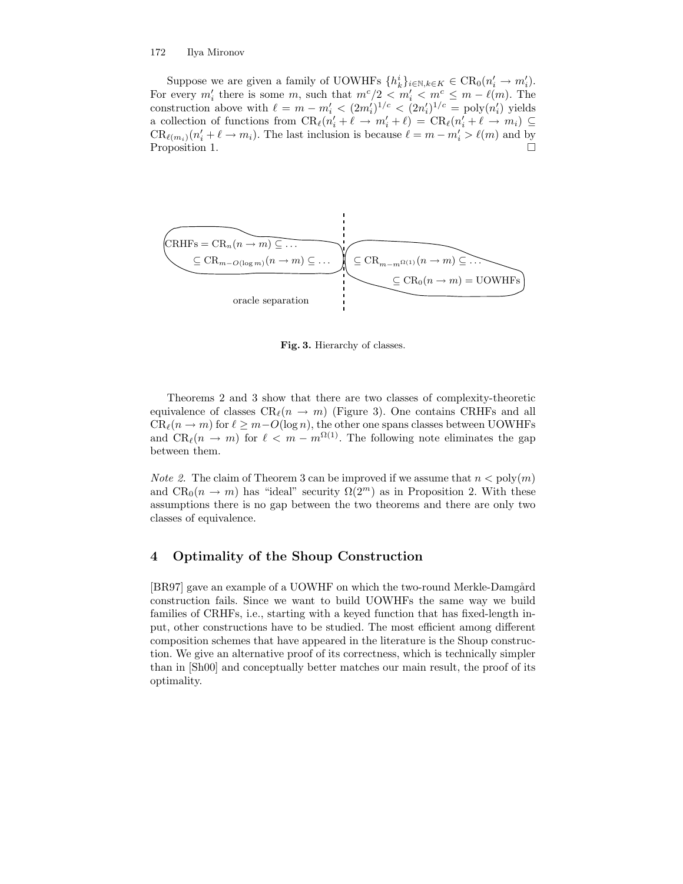Suppose we are given a family of UOWHFs $\{h_k^i\}_{i\in\mathbb{N},k\in K} \in \mathrm{CR}_0(n_i' \to m_i')$. For every $m_i'$ there is some $m$, such that $m^c/2 < m_i' < m^c \le m - \ell(m)$. The construction above with $\ell = m - m_i' < (2m_i')^{1/c} < (2n_i')^{1/c} = \mathrm{poly}(n_i')$ yields a collection of functions from $\mathrm{CR}_\ell(n_i' + \ell \to m_i' + \ell) = \mathrm{CR}_\ell(n_i' + \ell \to m_i) \subseteq \mathrm{CR}_{\ell(m_i)}(n_i' + \ell \to m_i)$. The last inclusion is because $\ell = m - m_i' > \ell(m)$ and by Proposition 1. $\square$

$\mathrm{CRHFs} = \mathrm{CR}_n(n \to m) \subseteq \ldots \subseteq \mathrm{CR}_{m-O(\log m)}(n \to m) \subseteq \ldots$ | $\subseteq \mathrm{CR}_{m-m^{\Omega(1)}}(n \to m) \subseteq \ldots \subseteq \mathrm{CR}_0(n \to m) = \mathrm{UOWHFs}$

oracle separation

**Fig. 3.** Hierarchy of classes.

Theorems 2 and 3 show that there are two classes of complexity-theoretic equivalence of classes $\mathrm{CR}_\ell(n \to m)$ (Figure 3). One contains CRHFs and all $\mathrm{CR}_\ell(n \to m)$ for $\ell \ge m - O(\log n)$, the other one spans classes between UOWHFs and $\mathrm{CR}_\ell(n \to m)$ for $\ell < m - m^{\Omega(1)}$. The following note eliminates the gap between them.

*Note 2.* The claim of Theorem 3 can be improved if we assume that $n < \mathrm{poly}(m)$ and $\mathrm{CR}_0(n \to m)$ has "ideal" security $\Omega(2^m)$ as in Proposition 2. With these assumptions there is no gap between the two theorems and there are only two classes of equivalence.

## 4 Optimality of the Shoup Construction

[BR97] gave an example of a UOWHF on which the two-round Merkle-Damgård construction fails. Since we want to build UOWHFs the same way we build families of CRHFs, i.e., starting with a keyed function that has fixed-length input, other constructions have to be studied. The most efficient among different composition schemes that have appeared in the literature is the Shoup construction. We give an alternative proof of its correctness, which is technically simpler than in [Sh00] and conceptually better matches our main result, the proof of its optimality.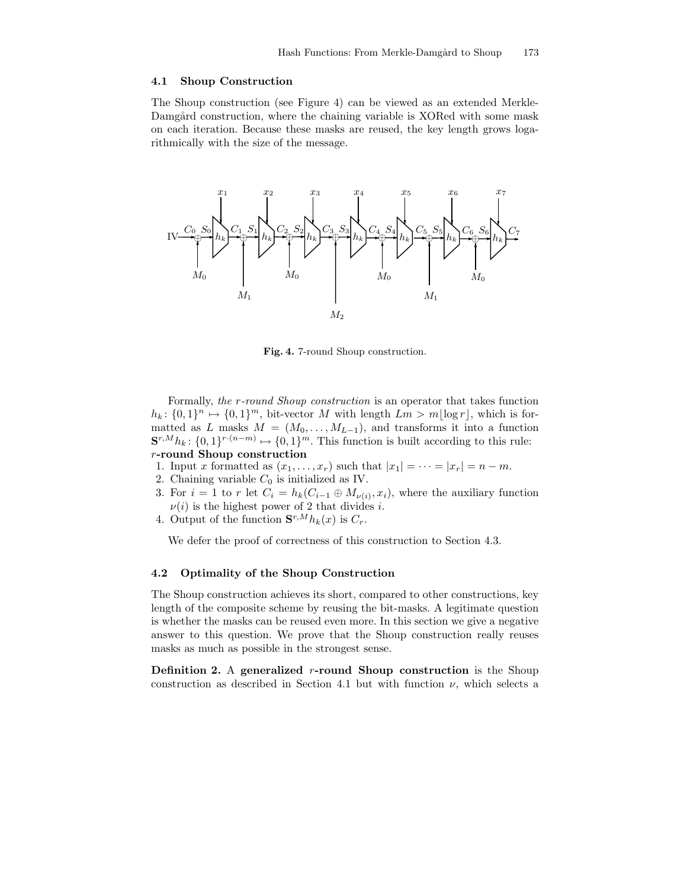### 4.1 Shoup Construction

The Shoup construction (see Figure 4) can be viewed as an extended Merkle-Damgård construction, where the chaining variable is XORed with some mask on each iteration. Because these masks are reused, the key length grows logarithmically with the size of the message.

**Fig. 4.** 7-round Shoup construction.

Formally, *the r-round Shoup construction* is an operator that takes function $h_k\colon \{0,1\}^n \mapsto \{0,1\}^m$, bit-vector $M$ with length $Lm > m\lfloor \log r \rfloor$, which is formatted as $L$ masks $M = (M_0, \ldots, M_{L-1})$, and transforms it into a function $\mathbf{S}^{r,M}h_k\colon \{0,1\}^{r\cdot(n-m)} \mapsto \{0,1\}^m$. This function is built according to this rule:

***r*-round Shoup construction**

1. Input $x$ formatted as $(x_1, \ldots, x_r)$ such that $|x_1| = \cdots = |x_r| = n - m$.
2. Chaining variable $C_0$ is initialized as IV.
3. For $i = 1$ to $r$ let $C_i = h_k(C_{i-1} \oplus M_{\nu(i)}, x_i)$, where the auxiliary function $\nu(i)$ is the highest power of 2 that divides $i$.
4. Output of the function $\mathbf{S}^{r,M}h_k(x)$ is $C_r$.

We defer the proof of correctness of this construction to Section 4.3.

### 4.2 Optimality of the Shoup Construction

The Shoup construction achieves its short, compared to other constructions, key length of the composite scheme by reusing the bit-masks. A legitimate question is whether the masks can be reused even more. In this section we give a negative answer to this question. We prove that the Shoup construction really reuses masks as much as possible in the strongest sense.

**Definition 2.** A **generalized *r*-round Shoup construction** is the Shoup construction as described in Section 4.1 but with function $\nu$, which selects a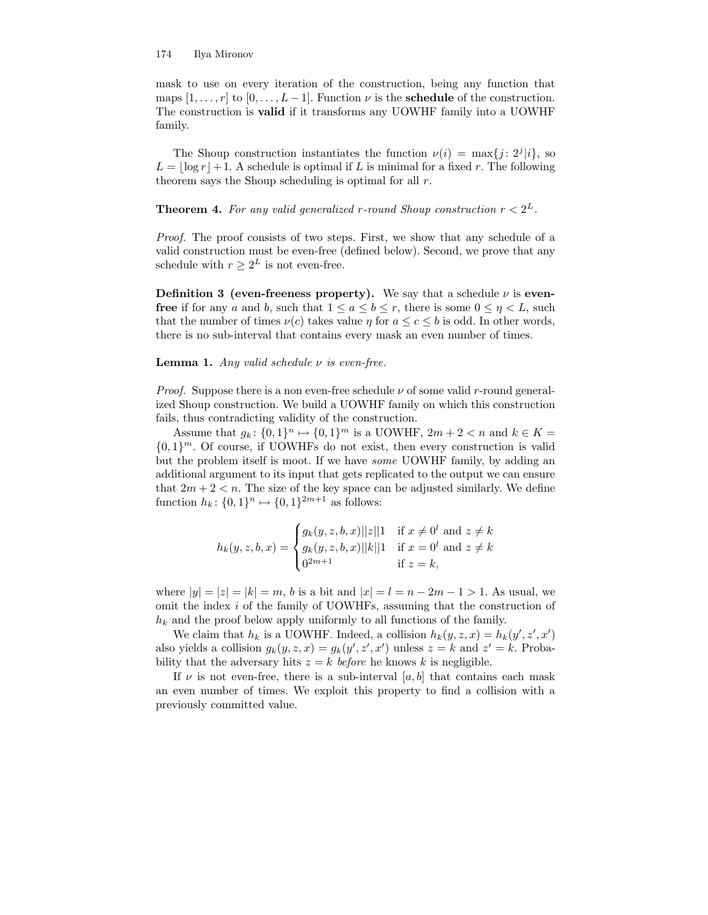mask to use on every iteration of the construction, being any function that maps $[1, \dots, r]$ to $[0, \dots, L-1]$. Function $\nu$ is the **schedule** of the construction. The construction is **valid** if it transforms any UOWHF family into a UOWHF family.

The Shoup construction instantiates the function $\nu(i) = \max\{j : 2^j | i\}$, so $L = \lfloor \log r \rfloor + 1$. A schedule is optimal if $L$ is minimal for a fixed $r$. The following theorem says the Shoup scheduling is optimal for all $r$.

**Theorem 4.** *For any valid generalized $r$-round Shoup construction $r < 2^L$.*

*Proof.* The proof consists of two steps. First, we show that any schedule of a valid construction must be even-free (defined below). Second, we prove that any schedule with $r \geq 2^L$ is not even-free.

**Definition 3 (even-freeness property).** We say that a schedule $\nu$ is **even-free** if for any $a$ and $b$, such that $1 \leq a \leq b \leq r$, there is some $0 \leq \eta < L$, such that the number of times $\nu(c)$ takes value $\eta$ for $a \leq c \leq b$ is odd. In other words, there is no sub-interval that contains every mask an even number of times.

**Lemma 1.** *Any valid schedule $\nu$ is even-free.*

*Proof.* Suppose there is a non even-free schedule $\nu$ of some valid $r$-round generalized Shoup construction. We build a UOWHF family on which this construction fails, thus contradicting validity of the construction.

Assume that $g_k : \{0,1\}^n \mapsto \{0,1\}^m$ is a UOWHF, $2m + 2 < n$ and $k \in K = \{0,1\}^m$. Of course, if UOWHFs do not exist, then every construction is valid but the problem itself is moot. If we have *some* UOWHF family, by adding an additional argument to its input that gets replicated to the output we can ensure that $2m + 2 < n$. The size of the key space can be adjusted similarly. We define function $h_k : \{0,1\}^n \mapsto \{0,1\}^{2m+1}$ as follows:

$$
h_k(y, z, b, x) = \begin{cases} g_k(y, z, b, x) || z || 1 & \text{if } x \neq 0^l \text{ and } z \neq k \\ g_k(y, z, b, x) || k || 1 & \text{if } x = 0^l \text{ and } z \neq k \\ 0^{2m+1} & \text{if } z = k, \end{cases}
$$

where $|y| = |z| = |k| = m$, $b$ is a bit and $|x| = l = n - 2m - 1 > 1$. As usual, we omit the index $i$ of the family of UOWHFs, assuming that the construction of $h_k$ and the proof below apply uniformly to all functions of the family.

We claim that $h_k$ is a UOWHF. Indeed, a collision $h_k(y, z, x) = h_k(y', z', x')$ also yields a collision $g_k(y, z, x) = g_k(y', z', x')$ unless $z = k$ and $z' = k$. Probability that the adversary hits $z = k$ *before* he knows $k$ is negligible.

If $\nu$ is not even-free, there is a sub-interval $[a, b]$ that contains each mask an even number of times. We exploit this property to find a collision with a previously committed value.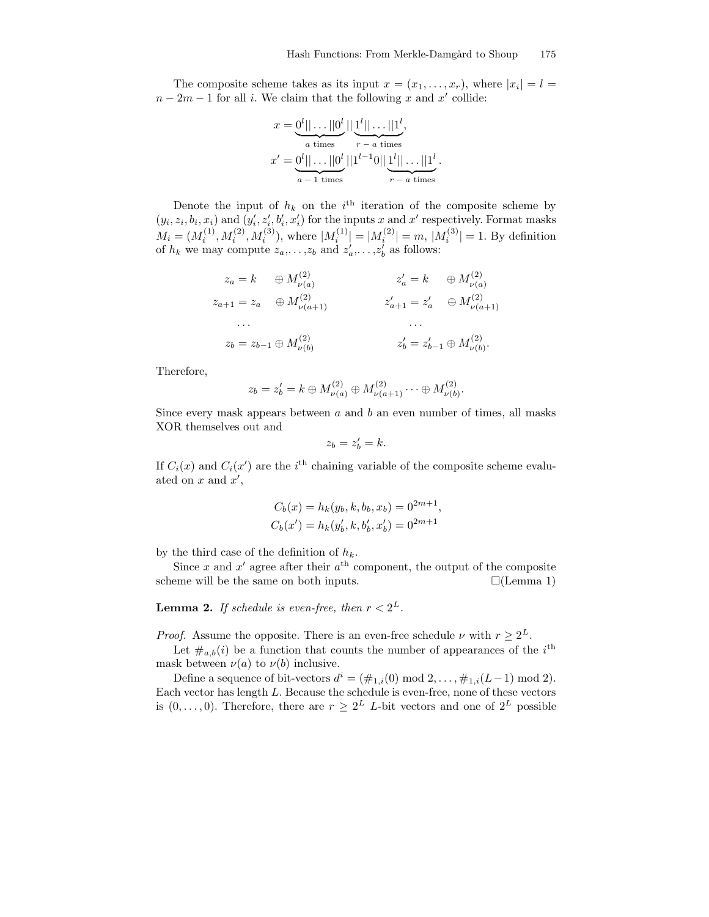The composite scheme takes as its input $x = (x_1, \ldots, x_r)$, where $|x_i| = l = n - 2m - 1$ for all $i$. We claim that the following $x$ and $x'$ collide:

$$x = \underbrace{0^l||\ldots||0^l}_{a \text{ times}}||\underbrace{1^l||\ldots||1^l}_{r-a \text{ times}},$$

$$x' = \underbrace{0^l||\ldots||0^l}_{a-1 \text{ times}}||1^{l-1}0||\underbrace{1^l||\ldots||1^l}_{r-a \text{ times}}.$$

Denote the input of $h_k$ on the $i^{\text{th}}$ iteration of the composite scheme by $(y_i, z_i, b_i, x_i)$ and $(y'_i, z'_i, b'_i, x'_i)$ for the inputs $x$ and $x'$ respectively. Format masks $M_i = (M_i^{(1)}, M_i^{(2)}, M_i^{(3)})$, where $|M_i^{(1)}| = |M_i^{(2)}| = m$, $|M_i^{(3)}| = 1$. By definition of $h_k$ we may compute $z_a, \ldots, z_b$ and $z'_a, \ldots, z'_b$ as follows:

$$\begin{aligned} z_a &= k \quad\;\; \oplus M^{(2)}_{\nu(a)} & \qquad z'_a &= k \quad\;\; \oplus M^{(2)}_{\nu(a)} \\ z_{a+1} &= z_a \quad \oplus M^{(2)}_{\nu(a+1)} & \qquad z'_{a+1} &= z'_a \quad \oplus M^{(2)}_{\nu(a+1)} \\ &\ldots & &\ldots \\ z_b &= z_{b-1} \oplus M^{(2)}_{\nu(b)} & \qquad z'_b &= z'_{b-1} \oplus M^{(2)}_{\nu(b)}. \end{aligned}$$

Therefore,

$$z_b = z'_b = k \oplus M^{(2)}_{\nu(a)} \oplus M^{(2)}_{\nu(a+1)} \cdots \oplus M^{(2)}_{\nu(b)}.$$

Since every mask appears between $a$ and $b$ an even number of times, all masks XOR themselves out and

$$z_b = z'_b = k.$$

If $C_i(x)$ and $C_i(x')$ are the $i^{\text{th}}$ chaining variable of the composite scheme evaluated on $x$ and $x'$,

$$C_b(x) = h_k(y_b, k, b_b, x_b) = 0^{2m+1},$$
$$C_b(x') = h_k(y'_b, k, b'_b, x'_b) = 0^{2m+1}$$

by the third case of the definition of $h_k$.

Since $x$ and $x'$ agree after their $a^{\text{th}}$ component, the output of the composite scheme will be the same on both inputs. □(Lemma 1)

**Lemma 2.** *If schedule is even-free, then $r < 2^L$.*

*Proof.* Assume the opposite. There is an even-free schedule $\nu$ with $r \geq 2^L$.

Let $\#_{a,b}(i)$ be a function that counts the number of appearances of the $i^{\text{th}}$ mask between $\nu(a)$ to $\nu(b)$ inclusive.

Define a sequence of bit-vectors $d^i = (\#_{1,i}(0) \bmod 2, \ldots, \#_{1,i}(L-1) \bmod 2)$. Each vector has length $L$. Because the schedule is even-free, none of these vectors is $(0, \ldots, 0)$. Therefore, there are $r \geq 2^L$ $L$-bit vectors and one of $2^L$ possible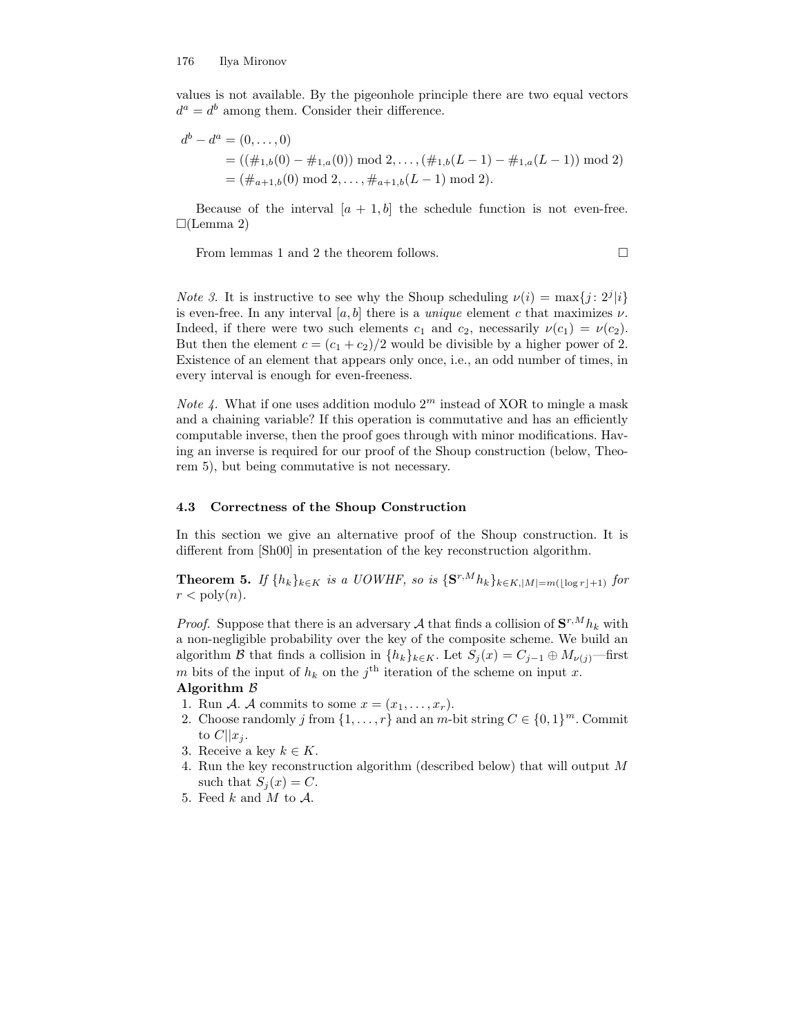values is not available. By the pigeonhole principle there are two equal vectors $d^a = d^b$ among them. Consider their difference.

$$
\begin{aligned}
d^b - d^a &= (0, \ldots, 0) \\
&= ((\#_{1,b}(0) - \#_{1,a}(0)) \bmod 2, \ldots, (\#_{1,b}(L-1) - \#_{1,a}(L-1)) \bmod 2) \\
&= (\#_{a+1,b}(0) \bmod 2, \ldots, \#_{a+1,b}(L-1) \bmod 2).
\end{aligned}
$$

Because of the interval $[a+1, b]$ the schedule function is not even-free. □(Lemma 2)

From lemmas 1 and 2 the theorem follows. □

*Note 3.* It is instructive to see why the Shoup scheduling $\nu(i) = \max\{j \colon 2^j | i\}$ is even-free. In any interval $[a, b]$ there is a *unique* element $c$ that maximizes $\nu$. Indeed, if there were two such elements $c_1$ and $c_2$, necessarily $\nu(c_1) = \nu(c_2)$. But then the element $c = (c_1 + c_2)/2$ would be divisible by a higher power of 2. Existence of an element that appears only once, i.e., an odd number of times, in every interval is enough for even-freeness.

*Note 4.* What if one uses addition modulo $2^m$ instead of XOR to mingle a mask and a chaining variable? If this operation is commutative and has an efficiently computable inverse, then the proof goes through with minor modifications. Having an inverse is required for our proof of the Shoup construction (below, Theorem 5), but being commutative is not necessary.

### 4.3 Correctness of the Shoup Construction

In this section we give an alternative proof of the Shoup construction. It is different from [Sh00] in presentation of the key reconstruction algorithm.

**Theorem 5.** *If $\{h_k\}_{k \in K}$ is a UOWHF, so is $\{\mathbf{S}^{r,M} h_k\}_{k \in K, |M| = m(\lfloor \log r \rfloor + 1)}$ for $r < \mathrm{poly}(n)$.*

*Proof.* Suppose that there is an adversary $\mathcal{A}$ that finds a collision of $\mathbf{S}^{r,M} h_k$ with a non-negligible probability over the key of the composite scheme. We build an algorithm $\mathcal{B}$ that finds a collision in $\{h_k\}_{k \in K}$. Let $S_j(x) = C_{j-1} \oplus M_{\nu(j)}$—first $m$ bits of the input of $h_k$ on the $j^{\text{th}}$ iteration of the scheme on input $x$.

**Algorithm $\mathcal{B}$**

1. Run $\mathcal{A}$. $\mathcal{A}$ commits to some $x = (x_1, \ldots, x_r)$.
2. Choose randomly $j$ from $\{1, \ldots, r\}$ and an $m$-bit string $C \in \{0,1\}^m$. Commit to $C || x_j$.
3. Receive a key $k \in K$.
4. Run the key reconstruction algorithm (described below) that will output $M$ such that $S_j(x) = C$.
5. Feed $k$ and $M$ to $\mathcal{A}$.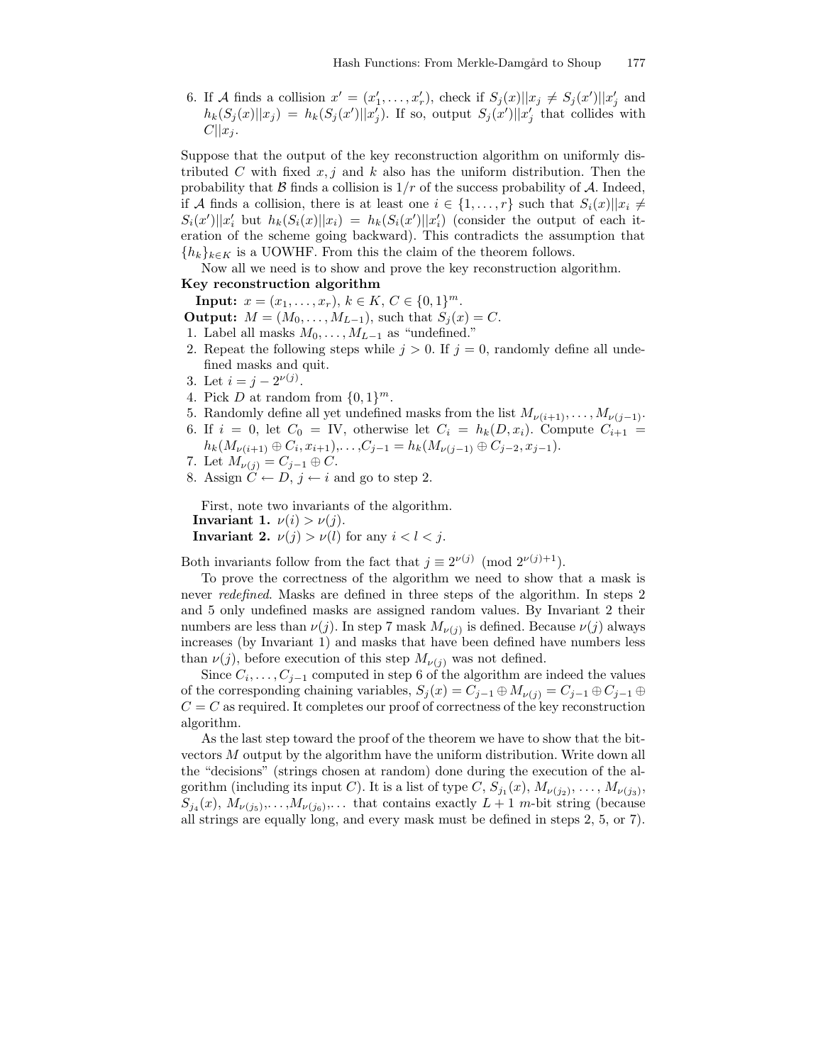6. If $\mathcal{A}$ finds a collision $x' = (x'_1, \ldots, x'_r)$, check if $S_j(x)||x_j \neq S_j(x')||x'_j$ and $h_k(S_j(x)||x_j) = h_k(S_j(x')||x'_j)$. If so, output $S_j(x')||x'_j$ that collides with $C||x_j$.

Suppose that the output of the key reconstruction algorithm on uniformly distributed $C$ with fixed $x, j$ and $k$ also has the uniform distribution. Then the probability that $\mathcal{B}$ finds a collision is $1/r$ of the success probability of $\mathcal{A}$. Indeed, if $\mathcal{A}$ finds a collision, there is at least one $i \in \{1, \ldots, r\}$ such that $S_i(x)||x_i \neq S_i(x')||x'_i$ but $h_k(S_i(x)||x_i) = h_k(S_i(x')||x'_i)$ (consider the output of each iteration of the scheme going backward). This contradicts the assumption that $\{h_k\}_{k \in K}$ is a UOWHF. From this the claim of the theorem follows.

Now all we need is to show and prove the key reconstruction algorithm.

**Key reconstruction algorithm**

**Input:** $x = (x_1, \ldots, x_r)$, $k \in K$, $C \in \{0,1\}^m$.

**Output:** $M = (M_0, \ldots, M_{L-1})$, such that $S_j(x) = C$.

1. Label all masks $M_0, \ldots, M_{L-1}$ as "undefined."
2. Repeat the following steps while $j > 0$. If $j = 0$, randomly define all undefined masks and quit.
3. Let $i = j - 2^{\nu(j)}$.
4. Pick $D$ at random from $\{0,1\}^m$.
5. Randomly define all yet undefined masks from the list $M_{\nu(i+1)}, \ldots, M_{\nu(j-1)}$.
6. If $i = 0$, let $C_0 = \mathrm{IV}$, otherwise let $C_i = h_k(D, x_i)$. Compute $C_{i+1} = h_k(M_{\nu(i+1)} \oplus C_i, x_{i+1}), \ldots, C_{j-1} = h_k(M_{\nu(j-1)} \oplus C_{j-2}, x_{j-1})$.
7. Let $M_{\nu(j)} = C_{j-1} \oplus C$.
8. Assign $C \leftarrow D$, $j \leftarrow i$ and go to step 2.

First, note two invariants of the algorithm.

**Invariant 1.** $\nu(i) > \nu(j)$.

**Invariant 2.** $\nu(j) > \nu(l)$ for any $i < l < j$.

Both invariants follow from the fact that $j \equiv 2^{\nu(j)} \pmod{2^{\nu(j)+1}}$.

To prove the correctness of the algorithm we need to show that a mask is never *redefined*. Masks are defined in three steps of the algorithm. In steps 2 and 5 only undefined masks are assigned random values. By Invariant 2 their numbers are less than $\nu(j)$. In step 7 mask $M_{\nu(j)}$ is defined. Because $\nu(j)$ always increases (by Invariant 1) and masks that have been defined have numbers less than $\nu(j)$, before execution of this step $M_{\nu(j)}$ was not defined.

Since $C_i, \ldots, C_{j-1}$ computed in step 6 of the algorithm are indeed the values of the corresponding chaining variables, $S_j(x) = C_{j-1} \oplus M_{\nu(j)} = C_{j-1} \oplus C_{j-1} \oplus C = C$ as required. It completes our proof of correctness of the key reconstruction algorithm.

As the last step toward the proof of the theorem we have to show that the bit-vectors $M$ output by the algorithm have the uniform distribution. Write down all the "decisions" (strings chosen at random) done during the execution of the algorithm (including its input $C$). It is a list of type $C$, $S_{j_1}(x)$, $M_{\nu(j_2)}, \ldots, M_{\nu(j_3)}$, $S_{j_4}(x)$, $M_{\nu(j_5)}, \ldots, M_{\nu(j_6)}, \ldots$ that contains exactly $L+1$ $m$-bit string (because all strings are equally long, and every mask must be defined in steps 2, 5, or 7).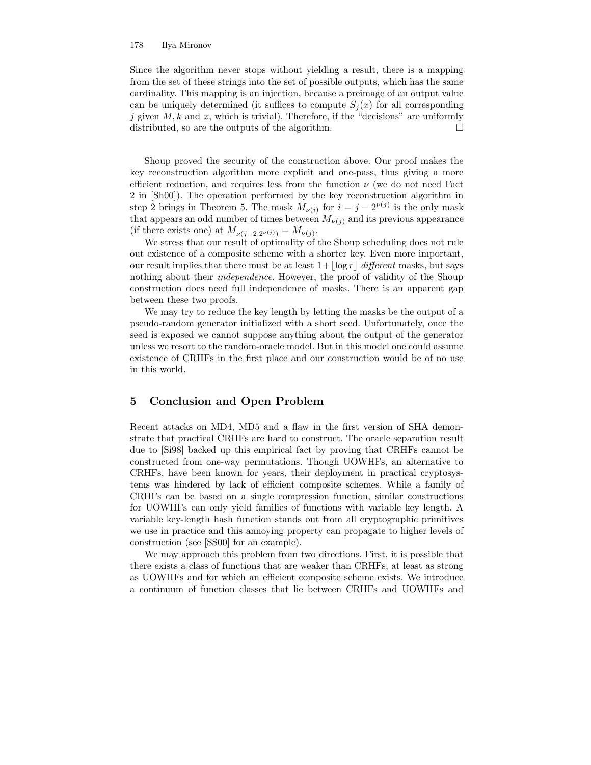Since the algorithm never stops without yielding a result, there is a mapping from the set of these strings into the set of possible outputs, which has the same cardinality. This mapping is an injection, because a preimage of an output value can be uniquely determined (it suffices to compute $S_j(x)$ for all corresponding $j$ given $M, k$ and $x$, which is trivial). Therefore, if the "decisions" are uniformly distributed, so are the outputs of the algorithm. □

Shoup proved the security of the construction above. Our proof makes the key reconstruction algorithm more explicit and one-pass, thus giving a more efficient reduction, and requires less from the function $\nu$ (we do not need Fact 2 in [Sh00]). The operation performed by the key reconstruction algorithm in step 2 brings in Theorem 5. The mask $M_{\nu(i)}$ for $i = j - 2^{\nu(j)}$ is the only mask that appears an odd number of times between $M_{\nu(j)}$ and its previous appearance (if there exists one) at $M_{\nu(j-2\cdot 2^{\nu(j)})} = M_{\nu(j)}$.

We stress that our result of optimality of the Shoup scheduling does not rule out existence of a composite scheme with a shorter key. Even more important, our result implies that there must be at least $1+\lfloor \log r \rfloor$ *different* masks, but says nothing about their *independence*. However, the proof of validity of the Shoup construction does need full independence of masks. There is an apparent gap between these two proofs.

We may try to reduce the key length by letting the masks be the output of a pseudo-random generator initialized with a short seed. Unfortunately, once the seed is exposed we cannot suppose anything about the output of the generator unless we resort to the random-oracle model. But in this model one could assume existence of CRHFs in the first place and our construction would be of no use in this world.

## 5 Conclusion and Open Problem

Recent attacks on MD4, MD5 and a flaw in the first version of SHA demonstrate that practical CRHFs are hard to construct. The oracle separation result due to [Si98] backed up this empirical fact by proving that CRHFs cannot be constructed from one-way permutations. Though UOWHFs, an alternative to CRHFs, have been known for years, their deployment in practical cryptosystems was hindered by lack of efficient composite schemes. While a family of CRHFs can be based on a single compression function, similar constructions for UOWHFs can only yield families of functions with variable key length. A variable key-length hash function stands out from all cryptographic primitives we use in practice and this annoying property can propagate to higher levels of construction (see [SS00] for an example).

We may approach this problem from two directions. First, it is possible that there exists a class of functions that are weaker than CRHFs, at least as strong as UOWHFs and for which an efficient composite scheme exists. We introduce a continuum of function classes that lie between CRHFs and UOWHFs and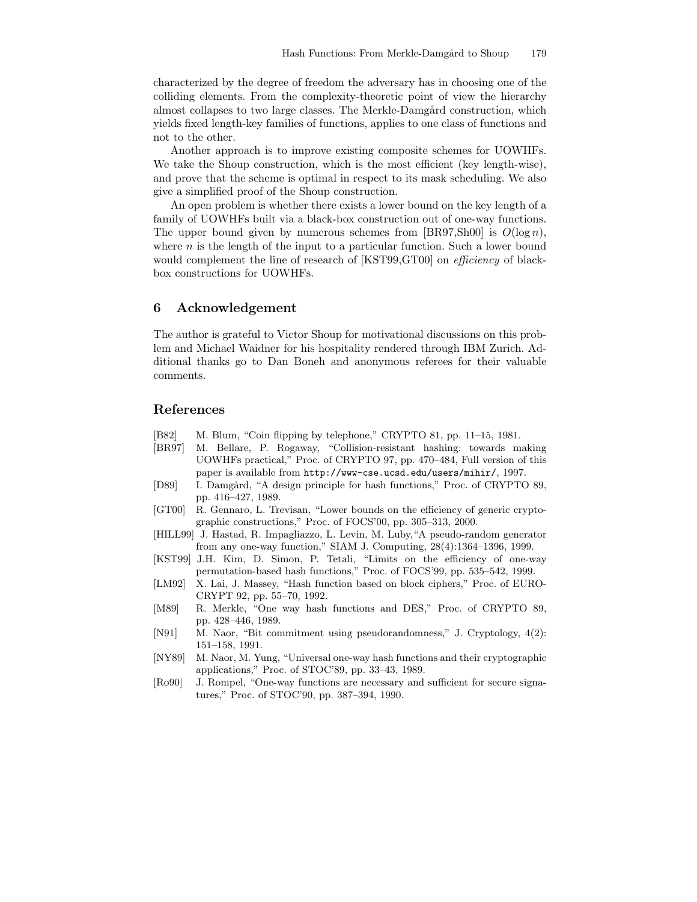characterized by the degree of freedom the adversary has in choosing one of the colliding elements. From the complexity-theoretic point of view the hierarchy almost collapses to two large classes. The Merkle-Damgård construction, which yields fixed length-key families of functions, applies to one class of functions and not to the other.

Another approach is to improve existing composite schemes for UOWHFs. We take the Shoup construction, which is the most efficient (key length-wise), and prove that the scheme is optimal in respect to its mask scheduling. We also give a simplified proof of the Shoup construction.

An open problem is whether there exists a lower bound on the key length of a family of UOWHFs built via a black-box construction out of one-way functions. The upper bound given by numerous schemes from [BR97,Sh00] is $O(\log n)$, where $n$ is the length of the input to a particular function. Such a lower bound would complement the line of research of [KST99,GT00] on *efficiency* of black-box constructions for UOWHFs.

## 6 Acknowledgement

The author is grateful to Victor Shoup for motivational discussions on this problem and Michael Waidner for his hospitality rendered through IBM Zurich. Additional thanks go to Dan Boneh and anonymous referees for their valuable comments.

## References

[B82] M. Blum, "Coin flipping by telephone," CRYPTO 81, pp. 11–15, 1981.

[BR97] M. Bellare, P. Rogaway, "Collision-resistant hashing: towards making UOWHFs practical," Proc. of CRYPTO 97, pp. 470–484, Full version of this paper is available from `http://www-cse.ucsd.edu/users/mihir/`, 1997.

[D89] I. Damgård, "A design principle for hash functions," Proc. of CRYPTO 89, pp. 416–427, 1989.

[GT00] R. Gennaro, L. Trevisan, "Lower bounds on the efficiency of generic cryptographic constructions," Proc. of FOCS'00, pp. 305–313, 2000.

[HILL99] J. Hastad, R. Impagliazzo, L. Levin, M. Luby,"A pseudo-random generator from any one-way function," SIAM J. Computing, 28(4):1364–1396, 1999.

[KST99] J.H. Kim, D. Simon, P. Tetali, "Limits on the efficiency of one-way permutation-based hash functions," Proc. of FOCS'99, pp. 535–542, 1999.

[LM92] X. Lai, J. Massey, "Hash function based on block ciphers," Proc. of EUROCRYPT 92, pp. 55–70, 1992.

[M89] R. Merkle, "One way hash functions and DES," Proc. of CRYPTO 89, pp. 428–446, 1989.

[N91] M. Naor, "Bit commitment using pseudorandomness," J. Cryptology, 4(2): 151–158, 1991.

[NY89] M. Naor, M. Yung, "Universal one-way hash functions and their cryptographic applications," Proc. of STOC'89, pp. 33–43, 1989.

[Ro90] J. Rompel, "One-way functions are necessary and sufficient for secure signatures," Proc. of STOC'90, pp. 387–394, 1990.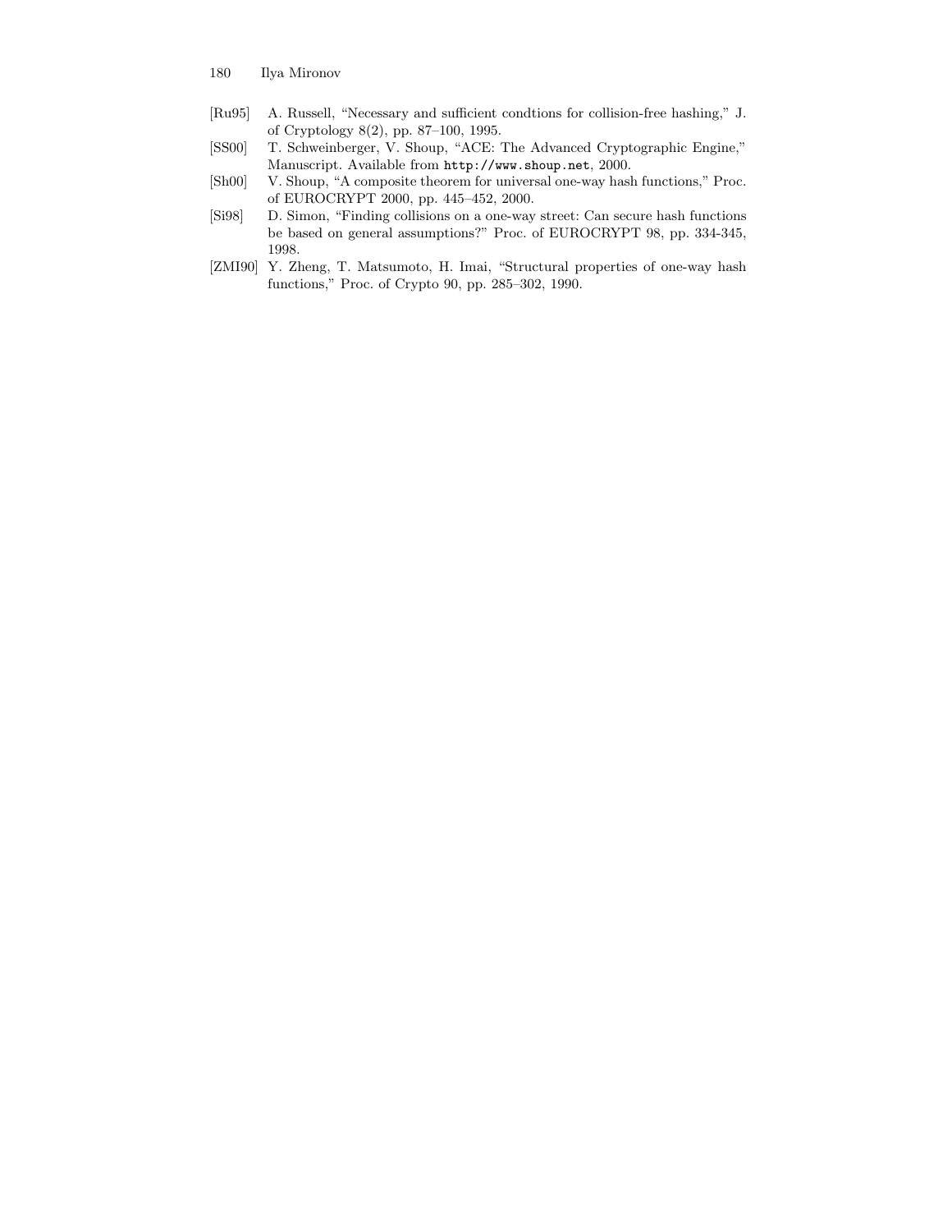[Ru95] A. Russell, "Necessary and sufficient condtions for collision-free hashing," J. of Cryptology 8(2), pp. 87–100, 1995.

[SS00] T. Schweinberger, V. Shoup, "ACE: The Advanced Cryptographic Engine," Manuscript. Available from `http://www.shoup.net`, 2000.

[Sh00] V. Shoup, "A composite theorem for universal one-way hash functions," Proc. of EUROCRYPT 2000, pp. 445–452, 2000.

[Si98] D. Simon, "Finding collisions on a one-way street: Can secure hash functions be based on general assumptions?" Proc. of EUROCRYPT 98, pp. 334-345, 1998.

[ZMI90] Y. Zheng, T. Matsumoto, H. Imai, "Structural properties of one-way hash functions," Proc. of Crypto 90, pp. 285–302, 1990.